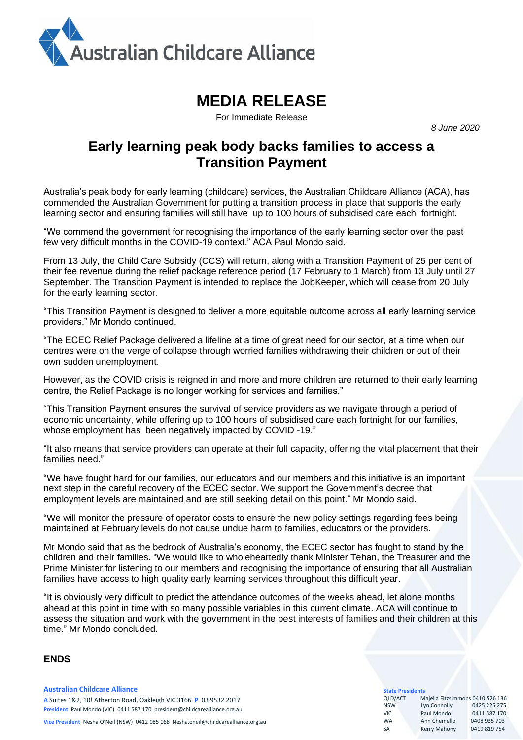Australian Childcare Alliance

# MEDIA RELEASE

For Immediate Release

*8 June 2020*

## Early learning peak body backs families to access a Transition Payment

Australia's peak body for early learning (childcare) services, the Australian Childcare Alliance (ACA), has commended the Australian Government for putting a transition process in place that supports the early learning sector and ensuring families will still have up to 100 hours of subsidised care each fortnight.

"We commend the government for recognising the importance of the early learning sector over the past few very difficult months in the COVID-19 context." ACA Paul Mondo said.

From 13 July, the Child Care Subsidy (CCS) will return, along with a Transition Payment of 25 per cent of their fee revenue during the relief package reference period (17 February to 1 March) from 13 July until 27 September. The Transition Payment is intended to replace the JobKeeper, which will cease from 20 July for the early learning sector.

"This Transition Payment is designed to deliver a more equitable outcome across all early learning service providers." Mr Mondo continued.

"The ECEC Relief Package delivered a lifeline at a time of great need for our sector, at a time when our centres were on the verge of collapse through worried families withdrawing their children or out of their own sudden unemployment.

However, as the COVID crisis is reigned in and more and more children are returned to their early learning centre, the Relief Package is no longer working for services and families."

"This Transition Payment ensures the survival of service providers as we navigate through a period of economic uncertainty, while offering up to 100 hours of subsidised care each fortnight for our families, whose employment has been negatively impacted by COVID -19."

"It also means that service providers can operate at their full capacity, offering the vital placement that their families need."

"We have fought hard for our families, our educators and our members and this initiative is an important next step in the careful recovery of the ECEC sector. We support the Government's decree that employment levels are maintained and are still seeking detail on this point." Mr Mondo said.

"We will monitor the pressure of operator costs to ensure the new policy settings regarding fees being maintained at February levels do not cause undue harm to families, educators or the providers.

Mr Mondo said that as the bedrock of Australia's economy, the ECEC sector has fought to stand by the children and their families. "We would like to wholeheartedly thank Minister Tehan, the Treasurer and the Prime Minister for listening to our members and recognising the importance of ensuring that all Australian families have access to high quality early learning services throughout this difficult year.

"It is obviously very difficult to predict the attendance outcomes of the weeks ahead, let alone months ahead at this point in time with so many possible variables in this current climate. ACA will continue to assess the situation and work with the government in the best interests of families and their children at this time." Mr Mondo concluded.

**ENDS**

**Australian Childcare Alliance**
**A** Suites 1&2, 10! Atherton Road, Oakleigh VIC 3166 **P** 03 9532 2017
**President** Paul Mondo (VIC) 0411 587 170 president@childcarealliance.org.au
**Vice President** Nesha O'Neil (NSW) 0412 085 068 Nesha.oneil@childcarealliance.org.au

**State Presidents**

| | | |
|---|---|---|
| QLD/ACT | Majella Fitzsimmons | 0410 526 136 |
| NSW | Lyn Connolly | 0425 225 275 |
| VIC | Paul Mondo | 0411 587 170 |
| WA | Ann Chemello | 0408 935 703 |
| SA | Kerry Mahony | 0419 819 754 |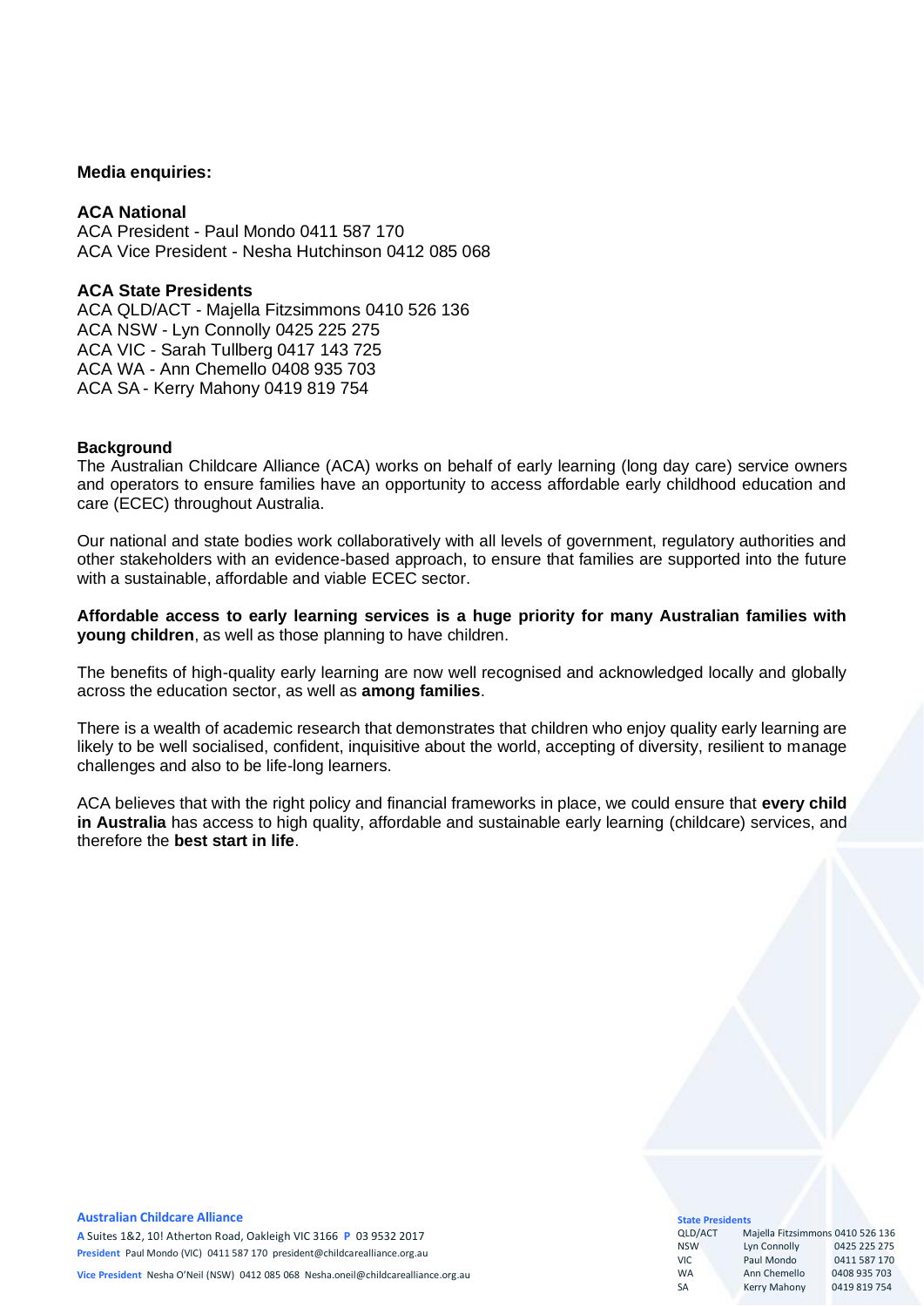**Media enquiries:**

**ACA National**
ACA President - Paul Mondo 0411 587 170
ACA Vice President - Nesha Hutchinson 0412 085 068

**ACA State Presidents**
ACA QLD/ACT - Majella Fitzsimmons 0410 526 136
ACA NSW - Lyn Connolly 0425 225 275
ACA VIC - Sarah Tullberg 0417 143 725
ACA WA - Ann Chemello 0408 935 703
ACA SA - Kerry Mahony 0419 819 754

**Background**
The Australian Childcare Alliance (ACA) works on behalf of early learning (long day care) service owners and operators to ensure families have an opportunity to access affordable early childhood education and care (ECEC) throughout Australia.

Our national and state bodies work collaboratively with all levels of government, regulatory authorities and other stakeholders with an evidence-based approach, to ensure that families are supported into the future with a sustainable, affordable and viable ECEC sector.

**Affordable access to early learning services is a huge priority for many Australian families with young children**, as well as those planning to have children.

The benefits of high-quality early learning are now well recognised and acknowledged locally and globally across the education sector, as well as **among families**.

There is a wealth of academic research that demonstrates that children who enjoy quality early learning are likely to be well socialised, confident, inquisitive about the world, accepting of diversity, resilient to manage challenges and also to be life-long learners.

ACA believes that with the right policy and financial frameworks in place, we could ensure that **every child in Australia** has access to high quality, affordable and sustainable early learning (childcare) services, and therefore the **best start in life**.

**Australian Childcare Alliance**
**A** Suites 1&2, 10! Atherton Road, Oakleigh VIC 3166 **P** 03 9532 2017
**President** Paul Mondo (VIC) 0411 587 170 president@childcarealliance.org.au
**Vice President** Nesha O'Neil (NSW) 0412 085 068 Nesha.oneil@childcarealliance.org.au

**State Presidents**

| | | |
|---|---|---|
| QLD/ACT | Majella Fitzsimmons | 0410 526 136 |
| NSW | Lyn Connolly | 0425 225 275 |
| VIC | Paul Mondo | 0411 587 170 |
| WA | Ann Chemello | 0408 935 703 |
| SA | Kerry Mahony | 0419 819 754 |